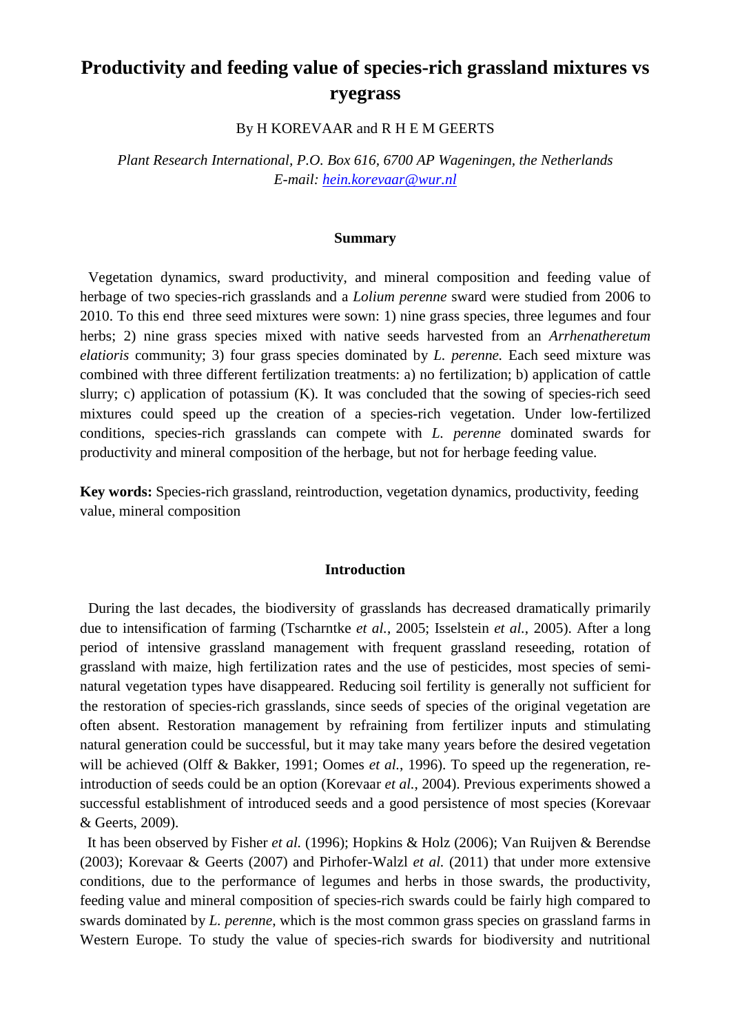# Productivity and feeding value of species-rich grassland mixtures vs ryegrass

By H KOREVAAR and R H E M GEERTS

*Plant Research International, P.O. Box 616, 6700 AP Wageningen, the Netherlands*
*E-mail: hein.korevaar@wur.nl*

## Summary

Vegetation dynamics, sward productivity, and mineral composition and feeding value of herbage of two species-rich grasslands and a *Lolium perenne* sward were studied from 2006 to 2010. To this end three seed mixtures were sown: 1) nine grass species, three legumes and four herbs; 2) nine grass species mixed with native seeds harvested from an *Arrhenatheretum elatioris* community; 3) four grass species dominated by *L. perenne.* Each seed mixture was combined with three different fertilization treatments: a) no fertilization; b) application of cattle slurry; c) application of potassium (K). It was concluded that the sowing of species-rich seed mixtures could speed up the creation of a species-rich vegetation. Under low-fertilized conditions, species-rich grasslands can compete with *L. perenne* dominated swards for productivity and mineral composition of the herbage, but not for herbage feeding value.

**Key words:** Species-rich grassland, reintroduction, vegetation dynamics, productivity, feeding value, mineral composition

## Introduction

During the last decades, the biodiversity of grasslands has decreased dramatically primarily due to intensification of farming (Tscharntke *et al.*, 2005; Isselstein *et al.*, 2005). After a long period of intensive grassland management with frequent grassland reseeding, rotation of grassland with maize, high fertilization rates and the use of pesticides, most species of semi-natural vegetation types have disappeared. Reducing soil fertility is generally not sufficient for the restoration of species-rich grasslands, since seeds of species of the original vegetation are often absent. Restoration management by refraining from fertilizer inputs and stimulating natural generation could be successful, but it may take many years before the desired vegetation will be achieved (Olff & Bakker, 1991; Oomes *et al.*, 1996). To speed up the regeneration, re-introduction of seeds could be an option (Korevaar *et al.*, 2004). Previous experiments showed a successful establishment of introduced seeds and a good persistence of most species (Korevaar & Geerts, 2009).

It has been observed by Fisher *et al.* (1996); Hopkins & Holz (2006); Van Ruijven & Berendse (2003); Korevaar & Geerts (2007) and Pirhofer-Walzl *et al.* (2011) that under more extensive conditions, due to the performance of legumes and herbs in those swards, the productivity, feeding value and mineral composition of species-rich swards could be fairly high compared to swards dominated by *L. perenne*, which is the most common grass species on grassland farms in Western Europe. To study the value of species-rich swards for biodiversity and nutritional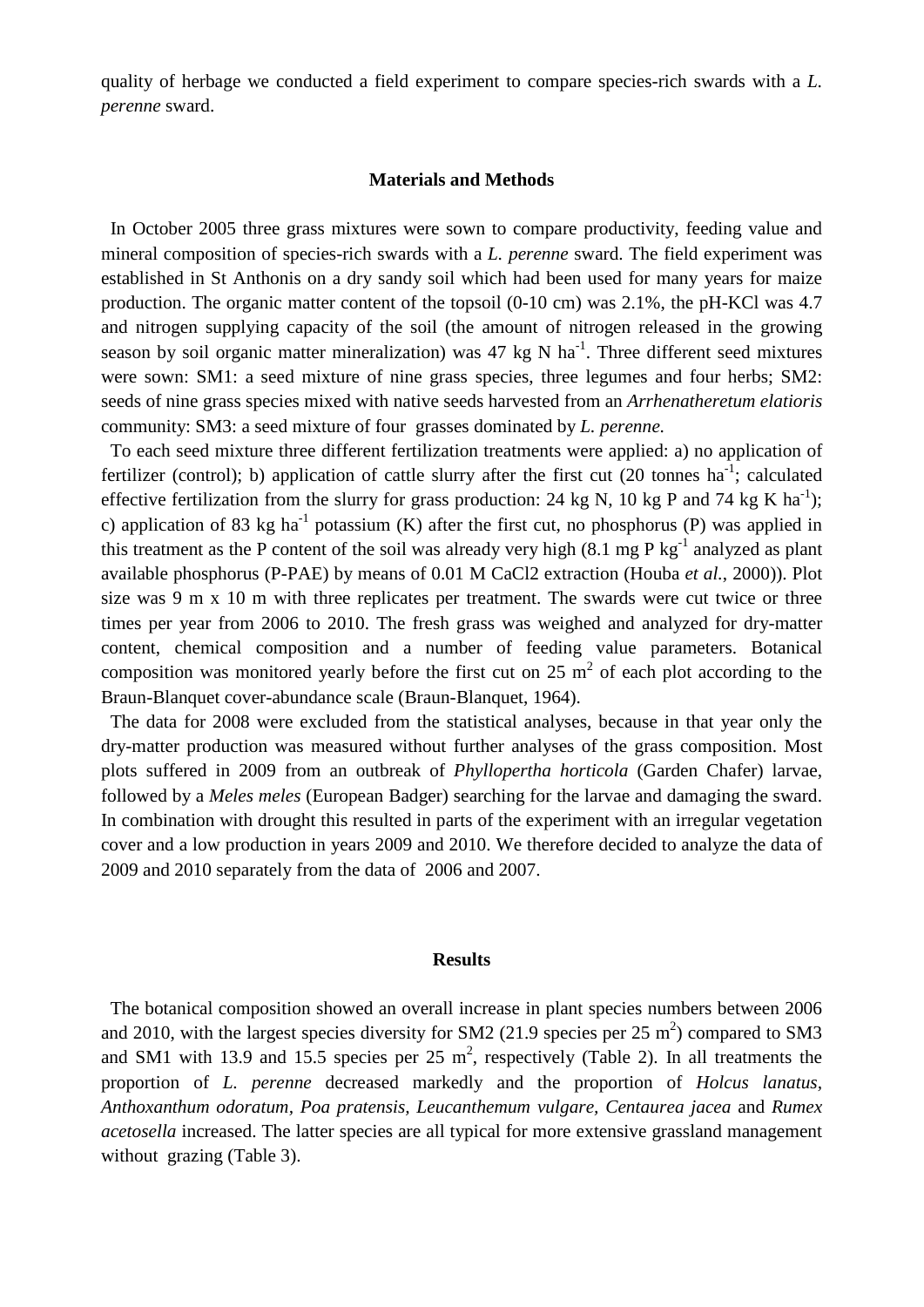quality of herbage we conducted a field experiment to compare species-rich swards with a *L. perenne* sward.

## Materials and Methods

In October 2005 three grass mixtures were sown to compare productivity, feeding value and mineral composition of species-rich swards with a *L. perenne* sward. The field experiment was established in St Anthonis on a dry sandy soil which had been used for many years for maize production. The organic matter content of the topsoil (0-10 cm) was 2.1%, the pH-KCl was 4.7 and nitrogen supplying capacity of the soil (the amount of nitrogen released in the growing season by soil organic matter mineralization) was 47 kg N $ha^{-1}$. Three different seed mixtures were sown: SM1: a seed mixture of nine grass species, three legumes and four herbs; SM2: seeds of nine grass species mixed with native seeds harvested from an *Arrhenatheretum elatioris* community: SM3: a seed mixture of four grasses dominated by *L. perenne.*

To each seed mixture three different fertilization treatments were applied: a) no application of fertilizer (control); b) application of cattle slurry after the first cut (20 tonnes $ha^{-1}$; calculated effective fertilization from the slurry for grass production: 24 kg N, 10 kg P and 74 kg K $ha^{-1}$); c) application of 83 kg $ha^{-1}$ potassium (K) after the first cut, no phosphorus (P) was applied in this treatment as the P content of the soil was already very high (8.1 mg P $kg^{-1}$ analyzed as plant available phosphorus (P-PAE) by means of 0.01 M $CaCl_2$ extraction (Houba *et al.*, 2000)). Plot size was 9 m x 10 m with three replicates per treatment. The swards were cut twice or three times per year from 2006 to 2010. The fresh grass was weighed and analyzed for dry-matter content, chemical composition and a number of feeding value parameters. Botanical composition was monitored yearly before the first cut on 25 $m^2$ of each plot according to the Braun-Blanquet cover-abundance scale (Braun-Blanquet, 1964).

The data for 2008 were excluded from the statistical analyses, because in that year only the dry-matter production was measured without further analyses of the grass composition. Most plots suffered in 2009 from an outbreak of *Phyllopertha horticola* (Garden Chafer) larvae, followed by a *Meles meles* (European Badger) searching for the larvae and damaging the sward. In combination with drought this resulted in parts of the experiment with an irregular vegetation cover and a low production in years 2009 and 2010. We therefore decided to analyze the data of 2009 and 2010 separately from the data of 2006 and 2007.

## Results

The botanical composition showed an overall increase in plant species numbers between 2006 and 2010, with the largest species diversity for SM2 (21.9 species per 25 $m^2$) compared to SM3 and SM1 with 13.9 and 15.5 species per 25 $m^2$, respectively (Table 2). In all treatments the proportion of *L. perenne* decreased markedly and the proportion of *Holcus lanatus, Anthoxanthum odoratum, Poa pratensis, Leucanthemum vulgare, Centaurea jacea* and *Rumex acetosella* increased. The latter species are all typical for more extensive grassland management without grazing (Table 3).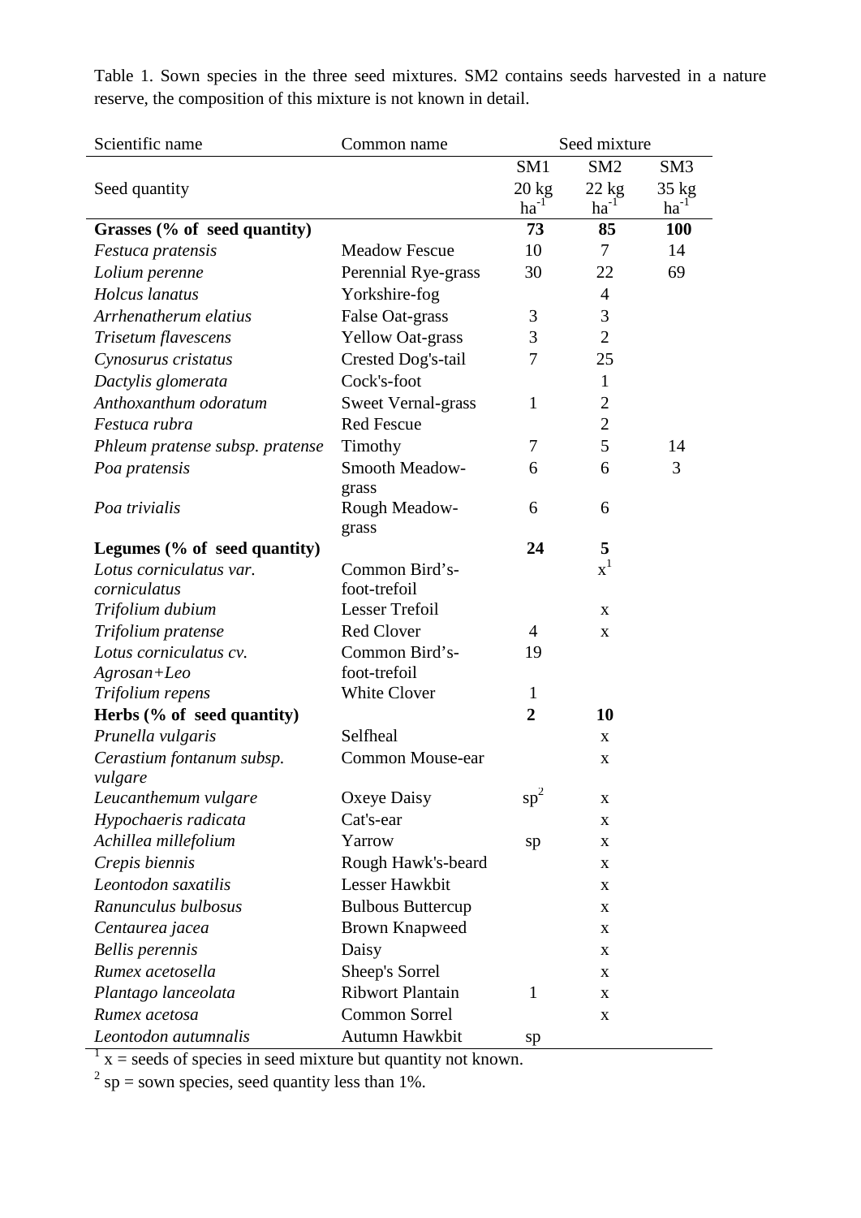Table 1. Sown species in the three seed mixtures. SM2 contains seeds harvested in a nature reserve, the composition of this mixture is not known in detail.

| Scientific name | Common name | Seed mixture | | |
|---|---|---|---|---|
| | | SM1 | SM2 | SM3 |
| Seed quantity | | 20 kg ha$^{-1}$ | 22 kg ha$^{-1}$ | 35 kg ha$^{-1}$ |
| **Grasses (% of seed quantity)** | | **73** | **85** | **100** |
| *Festuca pratensis* | Meadow Fescue | 10 | 7 | 14 |
| *Lolium perenne* | Perennial Rye-grass | 30 | 22 | 69 |
| *Holcus lanatus* | Yorkshire-fog | | 4 | |
| *Arrhenatherum elatius* | False Oat-grass | 3 | 3 | |
| *Trisetum flavescens* | Yellow Oat-grass | 3 | 2 | |
| *Cynosurus cristatus* | Crested Dog's-tail | 7 | 25 | |
| *Dactylis glomerata* | Cock's-foot | | 1 | |
| *Anthoxanthum odoratum* | Sweet Vernal-grass | 1 | 2 | |
| *Festuca rubra* | Red Fescue | | 2 | |
| *Phleum pratense subsp. pratense* | Timothy | 7 | 5 | 14 |
| *Poa pratensis* | Smooth Meadow-grass | 6 | 6 | 3 |
| *Poa trivialis* | Rough Meadow-grass | 6 | 6 | |
| **Legumes (% of seed quantity)** | | **24** | **5** | |
| *Lotus corniculatus var. corniculatus* | Common Bird's-foot-trefoil | | x[1] | |
| *Trifolium dubium* | Lesser Trefoil | | x | |
| *Trifolium pratense* | Red Clover | 4 | x | |
| *Lotus corniculatus cv. Agrosan+Leo* | Common Bird's-foot-trefoil | 19 | | |
| *Trifolium repens* | White Clover | 1 | | |
| **Herbs (% of seed quantity)** | | **2** | **10** | |
| *Prunella vulgaris* | Selfheal | | x | |
| *Cerastium fontanum subsp. vulgare* | Common Mouse-ear | | x | |
| *Leucanthemum vulgare* | Oxeye Daisy | sp[2] | x | |
| *Hypochaeris radicata* | Cat's-ear | | x | |
| *Achillea millefolium* | Yarrow | sp | x | |
| *Crepis biennis* | Rough Hawk's-beard | | x | |
| *Leontodon saxatilis* | Lesser Hawkbit | | x | |
| *Ranunculus bulbosus* | Bulbous Buttercup | | x | |
| *Centaurea jacea* | Brown Knapweed | | x | |
| *Bellis perennis* | Daisy | | x | |
| *Rumex acetosella* | Sheep's Sorrel | | x | |
| *Plantago lanceolata* | Ribwort Plantain | 1 | x | |
| *Rumex acetosa* | Common Sorrel | | x | |
| *Leontodon autumnalis* | Autumn Hawkbit | sp | | |

[1] x = seeds of species in seed mixture but quantity not known.

[2] sp = sown species, seed quantity less than 1%.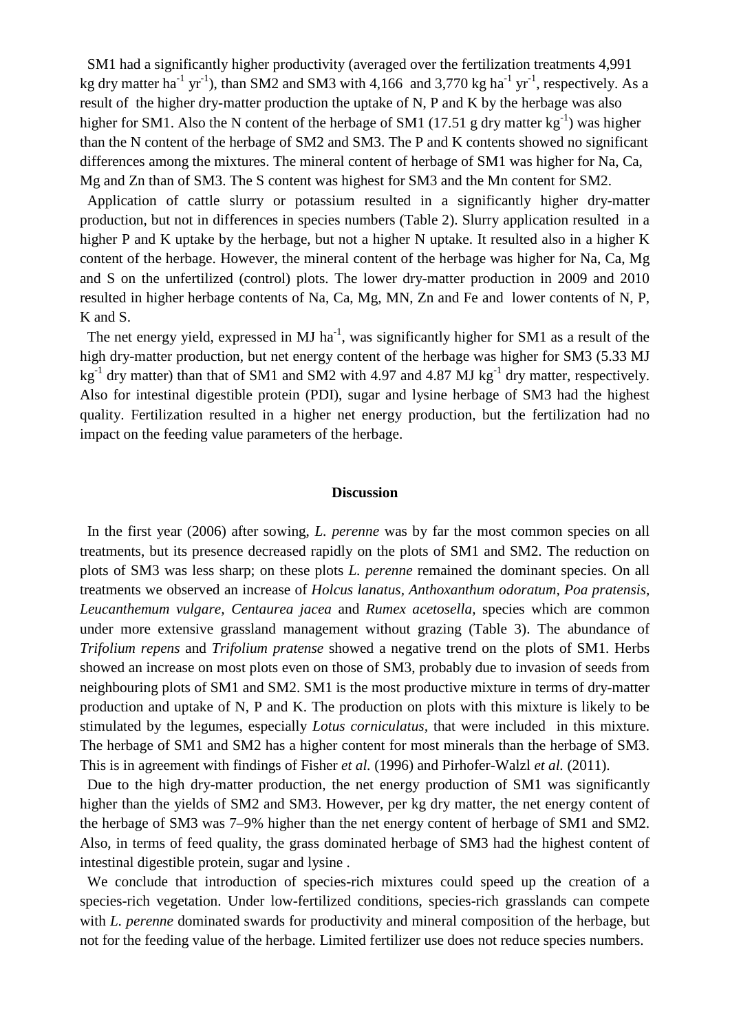SM1 had a significantly higher productivity (averaged over the fertilization treatments 4,991 kg dry matter $ha^{-1}$ $yr^{-1}$), than SM2 and SM3 with 4,166 and 3,770 kg $ha^{-1}$ $yr^{-1}$, respectively. As a result of the higher dry-matter production the uptake of N, P and K by the herbage was also higher for SM1. Also the N content of the herbage of SM1 (17.51 g dry matter $kg^{-1}$) was higher than the N content of the herbage of SM2 and SM3. The P and K contents showed no significant differences among the mixtures. The mineral content of herbage of SM1 was higher for Na, Ca, Mg and Zn than of SM3. The S content was highest for SM3 and the Mn content for SM2.

Application of cattle slurry or potassium resulted in a significantly higher dry-matter production, but not in differences in species numbers (Table 2). Slurry application resulted in a higher P and K uptake by the herbage, but not a higher N uptake. It resulted also in a higher K content of the herbage. However, the mineral content of the herbage was higher for Na, Ca, Mg and S on the unfertilized (control) plots. The lower dry-matter production in 2009 and 2010 resulted in higher herbage contents of Na, Ca, Mg, MN, Zn and Fe and lower contents of N, P, K and S.

The net energy yield, expressed in MJ $ha^{-1}$, was significantly higher for SM1 as a result of the high dry-matter production, but net energy content of the herbage was higher for SM3 (5.33 MJ $kg^{-1}$ dry matter) than that of SM1 and SM2 with 4.97 and 4.87 MJ $kg^{-1}$ dry matter, respectively. Also for intestinal digestible protein (PDI), sugar and lysine herbage of SM3 had the highest quality. Fertilization resulted in a higher net energy production, but the fertilization had no impact on the feeding value parameters of the herbage.

## Discussion

In the first year (2006) after sowing, *L. perenne* was by far the most common species on all treatments, but its presence decreased rapidly on the plots of SM1 and SM2. The reduction on plots of SM3 was less sharp; on these plots *L. perenne* remained the dominant species. On all treatments we observed an increase of *Holcus lanatus*, *Anthoxanthum odoratum, Poa pratensis, Leucanthemum vulgare, Centaurea jacea* and *Rumex acetosella,* species which are common under more extensive grassland management without grazing (Table 3). The abundance of *Trifolium repens* and *Trifolium pratense* showed a negative trend on the plots of SM1. Herbs showed an increase on most plots even on those of SM3, probably due to invasion of seeds from neighbouring plots of SM1 and SM2. SM1 is the most productive mixture in terms of dry-matter production and uptake of N, P and K. The production on plots with this mixture is likely to be stimulated by the legumes, especially *Lotus corniculatus,* that were included in this mixture. The herbage of SM1 and SM2 has a higher content for most minerals than the herbage of SM3. This is in agreement with findings of Fisher *et al.* (1996) and Pirhofer-Walzl *et al.* (2011).

Due to the high dry-matter production, the net energy production of SM1 was significantly higher than the yields of SM2 and SM3. However, per kg dry matter, the net energy content of the herbage of SM3 was 7–9% higher than the net energy content of herbage of SM1 and SM2. Also, in terms of feed quality, the grass dominated herbage of SM3 had the highest content of intestinal digestible protein, sugar and lysine .

We conclude that introduction of species-rich mixtures could speed up the creation of a species-rich vegetation. Under low-fertilized conditions, species-rich grasslands can compete with *L. perenne* dominated swards for productivity and mineral composition of the herbage, but not for the feeding value of the herbage. Limited fertilizer use does not reduce species numbers.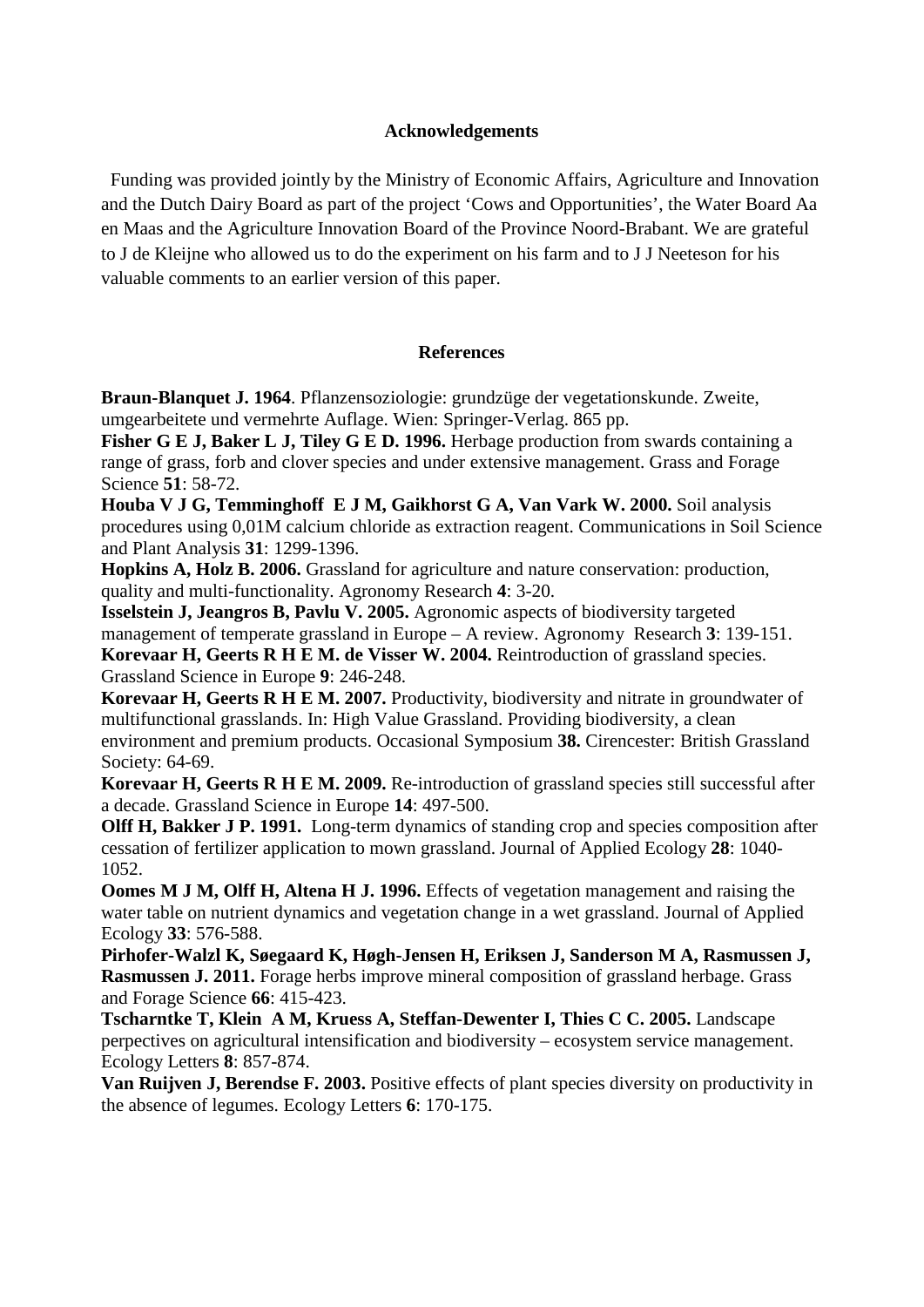## Acknowledgements

Funding was provided jointly by the Ministry of Economic Affairs, Agriculture and Innovation and the Dutch Dairy Board as part of the project 'Cows and Opportunities', the Water Board Aa en Maas and the Agriculture Innovation Board of the Province Noord-Brabant. We are grateful to J de Kleijne who allowed us to do the experiment on his farm and to J J Neeteson for his valuable comments to an earlier version of this paper.

## References

**Braun-Blanquet J. 1964**. Pflanzensoziologie: grundzüge der vegetationskunde. Zweite, umgearbeitete und vermehrte Auflage. Wien: Springer-Verlag. 865 pp.

**Fisher G E J, Baker L J, Tiley G E D. 1996.** Herbage production from swards containing a range of grass, forb and clover species and under extensive management. Grass and Forage Science **51**: 58-72.

**Houba V J G, Temminghoff E J M, Gaikhorst G A, Van Vark W. 2000.** Soil analysis procedures using 0,01M calcium chloride as extraction reagent. Communications in Soil Science and Plant Analysis **31**: 1299-1396.

**Hopkins A, Holz B. 2006.** Grassland for agriculture and nature conservation: production, quality and multi-functionality. Agronomy Research **4**: 3-20.

**Isselstein J, Jeangros B, Pavlu V. 2005.** Agronomic aspects of biodiversity targeted management of temperate grassland in Europe – A review. Agronomy Research **3**: 139-151.

**Korevaar H, Geerts R H E M. de Visser W. 2004.** Reintroduction of grassland species. Grassland Science in Europe **9**: 246-248.

**Korevaar H, Geerts R H E M. 2007.** Productivity, biodiversity and nitrate in groundwater of multifunctional grasslands. In: High Value Grassland. Providing biodiversity, a clean environment and premium products. Occasional Symposium **38.** Cirencester: British Grassland Society: 64-69.

**Korevaar H, Geerts R H E M. 2009.** Re-introduction of grassland species still successful after a decade. Grassland Science in Europe **14**: 497-500.

**Olff H, Bakker J P. 1991.** Long-term dynamics of standing crop and species composition after cessation of fertilizer application to mown grassland. Journal of Applied Ecology **28**: 1040-1052.

**Oomes M J M, Olff H, Altena H J. 1996.** Effects of vegetation management and raising the water table on nutrient dynamics and vegetation change in a wet grassland. Journal of Applied Ecology **33**: 576-588.

**Pirhofer-Walzl K, Søegaard K, Høgh-Jensen H, Eriksen J, Sanderson M A, Rasmussen J, Rasmussen J. 2011.** Forage herbs improve mineral composition of grassland herbage. Grass and Forage Science **66**: 415-423.

**Tscharntke T, Klein A M, Kruess A, Steffan-Dewenter I, Thies C C. 2005.** Landscape perpectives on agricultural intensification and biodiversity – ecosystem service management. Ecology Letters **8**: 857-874.

**Van Ruijven J, Berendse F. 2003.** Positive effects of plant species diversity on productivity in the absence of legumes. Ecology Letters **6**: 170-175.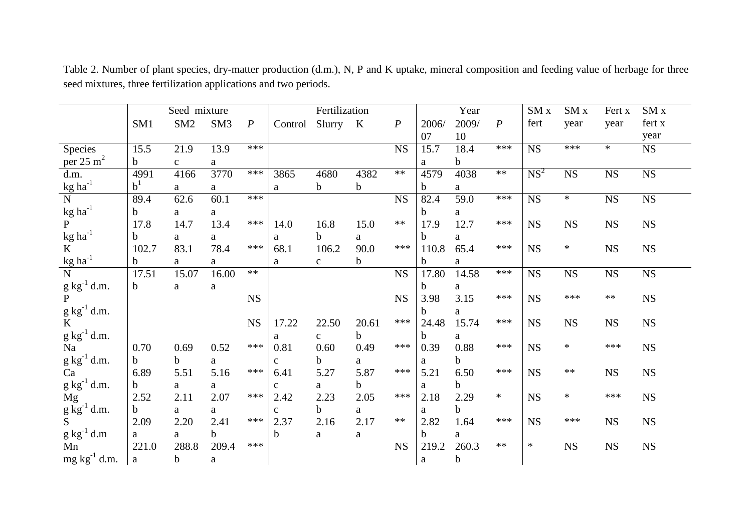Table 2. Number of plant species, dry-matter production (d.m.), N, P and K uptake, mineral composition and feeding value of herbage for three seed mixtures, three fertilization applications and two periods.

| | Seed mixture | | | | Fertilization | | | | Year | | | SM x fert | SM x year | Fert x year | SM x fert x year |
|---|---|---|---|---|---|---|---|---|---|---|---|---|---|---|---|
| | SM1 | SM2 | SM3 | *P* | Control | Slurry | K | *P* | 2006/07 | 2009/10 | *P* | | | | |
| Species per 25 $m^2$ | 15.5 b | 21.9 c | 13.9 a | *** | | | | NS | 15.7 a | 18.4 b | *** | NS | *** | * | NS |
| d.m. kg $ha^{-1}$ | 4991 b[1] | 4166 a | 3770 a | *** | 3865 a | 4680 b | 4382 b | ** | 4579 b | 4038 a | ** | NS[2] | NS | NS | NS |
| N kg $ha^{-1}$ | 89.4 b | 62.6 a | 60.1 a | *** | | | | NS | 82.4 b | 59.0 a | *** | NS | * | NS | NS |
| P kg $ha^{-1}$ | 17.8 b | 14.7 a | 13.4 a | *** | 14.0 a | 16.8 b | 15.0 a | ** | 17.9 b | 12.7 a | *** | NS | NS | NS | NS |
| K kg $ha^{-1}$ | 102.7 b | 83.1 a | 78.4 a | *** | 68.1 a | 106.2 c | 90.0 b | *** | 110.8 b | 65.4 a | *** | NS | * | NS | NS |
| N g $kg^{-1}$ d.m. | 17.51 b | 15.07 a | 16.00 a | ** | | | | NS | 17.80 b | 14.58 a | *** | NS | NS | NS | NS |
| P g $kg^{-1}$ d.m. | | | | NS | | | | NS | 3.98 b | 3.15 a | *** | NS | *** | ** | NS |
| K g $kg^{-1}$ d.m. | | | | NS | 17.22 a | 22.50 c | 20.61 b | *** | 24.48 b | 15.74 a | *** | NS | NS | NS | NS |
| Na g $kg^{-1}$ d.m. | 0.70 b | 0.69 b | 0.52 a | *** | 0.81 c | 0.60 b | 0.49 a | *** | 0.39 a | 0.88 b | *** | NS | * | *** | NS |
| Ca g $kg^{-1}$ d.m. | 6.89 b | 5.51 a | 5.16 a | *** | 6.41 c | 5.27 a | 5.87 b | *** | 5.21 a | 6.50 b | *** | NS | ** | NS | NS |
| Mg g $kg^{-1}$ d.m. | 2.52 b | 2.11 a | 2.07 a | *** | 2.42 c | 2.23 b | 2.05 a | *** | 2.18 a | 2.29 b | * | NS | * | *** | NS |
| S g $kg^{-1}$ d.m | 2.09 a | 2.20 a | 2.41 b | *** | 2.37 b | 2.16 a | 2.17 a | ** | 2.82 b | 1.64 a | *** | NS | *** | NS | NS |
| Mn mg $kg^{-1}$ d.m. | 221.0 a | 288.8 b | 209.4 a | *** | | | | NS | 219.2 a | 260.3 b | ** | * | NS | NS | NS |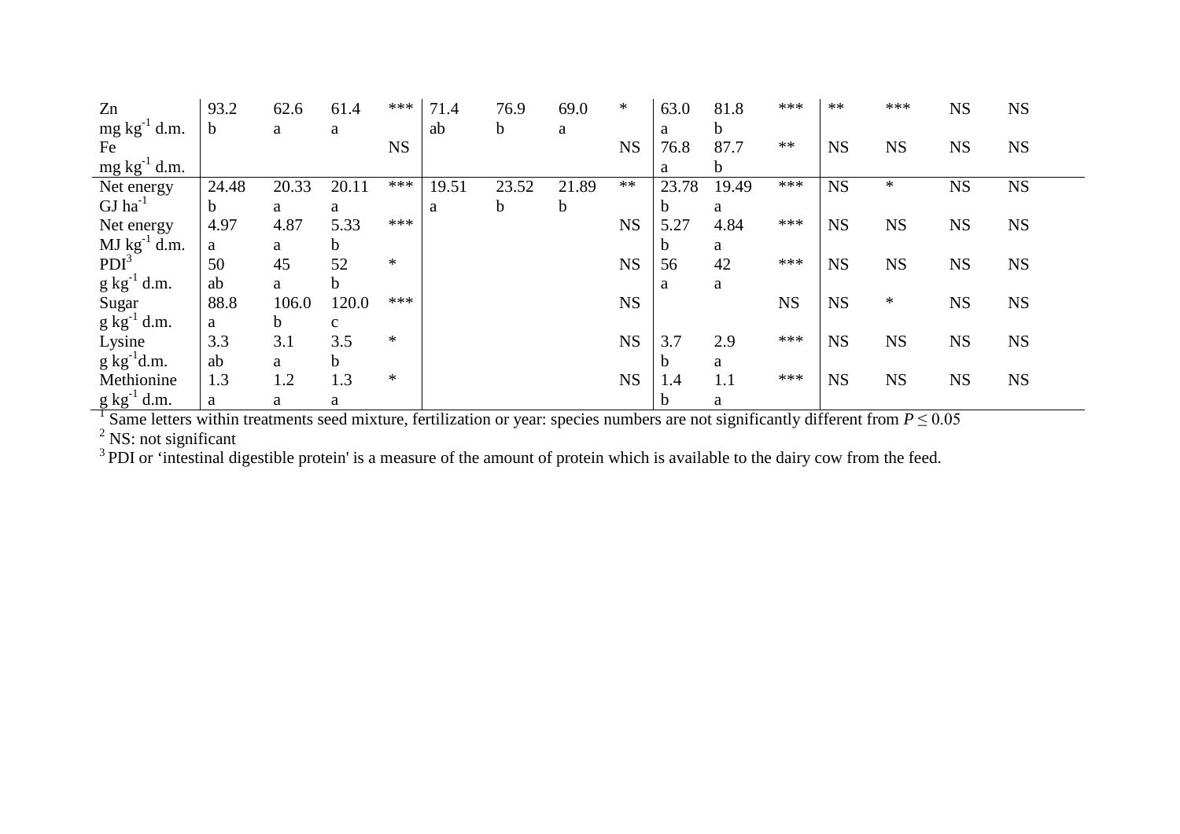| | | | | | | | | | | | | | | | |
|---|---|---|---|---|---|---|---|---|---|---|---|---|---|---|---|
| Zn | 93.2 | 62.6 | 61.4 | *** | 71.4 | 76.9 | 69.0 | * | 63.0 | 81.8 | *** | ** | *** | NS | NS |
| mg kg$^{-1}$ d.m. | b | a | a | | ab | b | a | | a | b | | | | | |
| Fe | | | | NS | | | | NS | 76.8 | 87.7 | ** | NS | NS | NS | NS |
| mg kg$^{-1}$ d.m. | | | | | | | | | a | b | | | | | |
| Net energy | 24.48 | 20.33 | 20.11 | *** | 19.51 | 23.52 | 21.89 | ** | 23.78 | 19.49 | *** | NS | * | NS | NS |
| GJ ha$^{-1}$ | b | a | a | | a | b | b | | b | a | | | | | |
| Net energy | 4.97 | 4.87 | 5.33 | *** | | | | NS | 5.27 | 4.84 | *** | NS | NS | NS | NS |
| MJ kg$^{-1}$ d.m. | a | a | b | | | | | | b | a | | | | | |
| PDI[3] | 50 | 45 | 52 | * | | | | NS | 56 | 42 | *** | NS | NS | NS | NS |
| g kg$^{-1}$ d.m. | ab | a | b | | | | | | a | a | | | | | |
| Sugar | 88.8 | 106.0 | 120.0 | *** | | | | NS | | | NS | NS | * | NS | NS |
| g kg$^{-1}$ d.m. | a | b | c | | | | | | | | | | | | |
| Lysine | 3.3 | 3.1 | 3.5 | * | | | | NS | 3.7 | 2.9 | *** | NS | NS | NS | NS |
| g kg$^{-1}$d.m. | ab | a | b | | | | | | b | a | | | | | |
| Methionine | 1.3 | 1.2 | 1.3 | * | | | | NS | 1.4 | 1.1 | *** | NS | NS | NS | NS |
| g kg$^{-1}$ d.m. | a | a | a | | | | | | b | a | | | | | |

[1] Same letters within treatments seed mixture, fertilization or year: species numbers are not significantly different from $P \leq 0.05$

[2] NS: not significant

[3] PDI or 'intestinal digestible protein' is a measure of the amount of protein which is available to the dairy cow from the feed.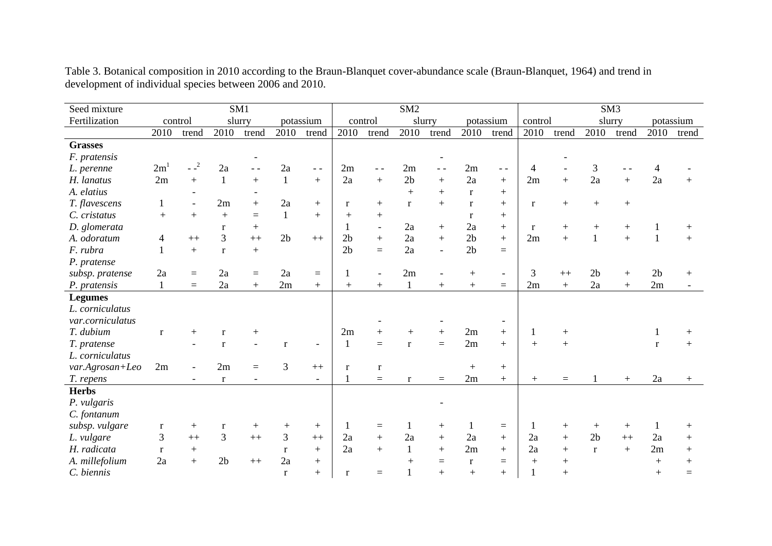Table 3. Botanical composition in 2010 according to the Braun-Blanquet cover-abundance scale (Braun-Blanquet, 1964) and trend in development of individual species between 2006 and 2010.

| Seed mixture | SM1 | | | | | | SM2 | | | | | | SM3 | | | | | |
|---|---|---|---|---|---|---|---|---|---|---|---|---|---|---|---|---|---|---|
| Fertilization | control | | slurry | | potassium | | control | | slurry | | potassium | | control | | slurry | | potassium | |
| | 2010 | trend | 2010 | trend | 2010 | trend | 2010 | trend | 2010 | trend | 2010 | trend | 2010 | trend | 2010 | trend | 2010 | trend |
| **Grasses** | | | | | | | | | | | | | | | | | | |
| *F. pratensis* | | | | - | | | | | | - | | | | - | | | | |
| *L. perenne* | 2m[1] | - -[2] | 2a | - - | 2a | - - | 2m | - - | 2m | - - | 2m | - - | 4 | - | 3 | - - | 4 | - |
| *H. lanatus* | 2m | + | 1 | + | 1 | + | 2a | + | 2b | + | 2a | + | 2m | + | 2a | + | 2a | + |
| *A. elatius* | | - | | - | | | | | + | + | r | + | | | | | | |
| *T. flavescens* | 1 | - | 2m | + | 2a | + | r | + | r | + | r | + | r | + | + | + | | |
| *C. cristatus* | + | + | + | = | 1 | + | + | + | | | r | + | | | | | | |
| *D. glomerata* | | | r | + | | | 1 | - | 2a | + | 2a | + | r | + | + | + | 1 | + |
| *A. odoratum* | 4 | ++ | 3 | ++ | 2b | ++ | 2b | + | 2a | + | 2b | + | 2m | + | 1 | + | 1 | + |
| *F. rubra* | 1 | + | r | + | | | 2b | = | 2a | - | 2b | = | | | | | | |
| *P. pratense* subsp. *pratense* | 2a | = | 2a | = | 2a | = | 1 | - | 2m | - | + | - | 3 | ++ | 2b | + | 2b | + |
| *P. pratensis* | 1 | = | 2a | + | 2m | + | + | + | 1 | + | + | = | 2m | + | 2a | + | 2m | - |
| **Legumes** | | | | | | | | | | | | | | | | | | |
| *L. corniculatus* var.*corniculatus* | | | | | | | | - | | - | | - | | | | | | |
| *T. dubium* | r | + | r | + | | | 2m | + | + | + | 2m | + | 1 | + | | | 1 | + |
| *T. pratense* | | - | r | - | r | - | 1 | = | r | = | 2m | + | + | + | | | r | + |
| *L. corniculatus* var.*Agrosan+Leo* | 2m | - | 2m | = | 3 | ++ | r | r | | | + | + | | | | | | |
| *T. repens* | | - | r | - | | - | 1 | = | r | = | 2m | + | + | = | 1 | + | 2a | + |
| **Herbs** | | | | | | | | | | | | | | | | | | |
| *P. vulgaris* | | | | | | | | | | - | | | | | | | | |
| *C. fontanum* subsp. *vulgare* | r | + | r | + | + | + | 1 | = | 1 | + | 1 | = | 1 | + | + | + | 1 | + |
| *L. vulgare* | 3 | ++ | 3 | ++ | 3 | ++ | 2a | + | 2a | + | 2a | + | 2a | + | 2b | ++ | 2a | + |
| *H. radicata* | r | + | | | r | + | 2a | + | 1 | + | 2m | + | 2a | + | r | + | 2m | + |
| *A. millefolium* | 2a | + | 2b | ++ | 2a | + | | | + | = | r | = | + | + | | | + | + |
| *C. biennis* | | | | | r | + | r | = | 1 | + | + | + | 1 | + | | | + | = |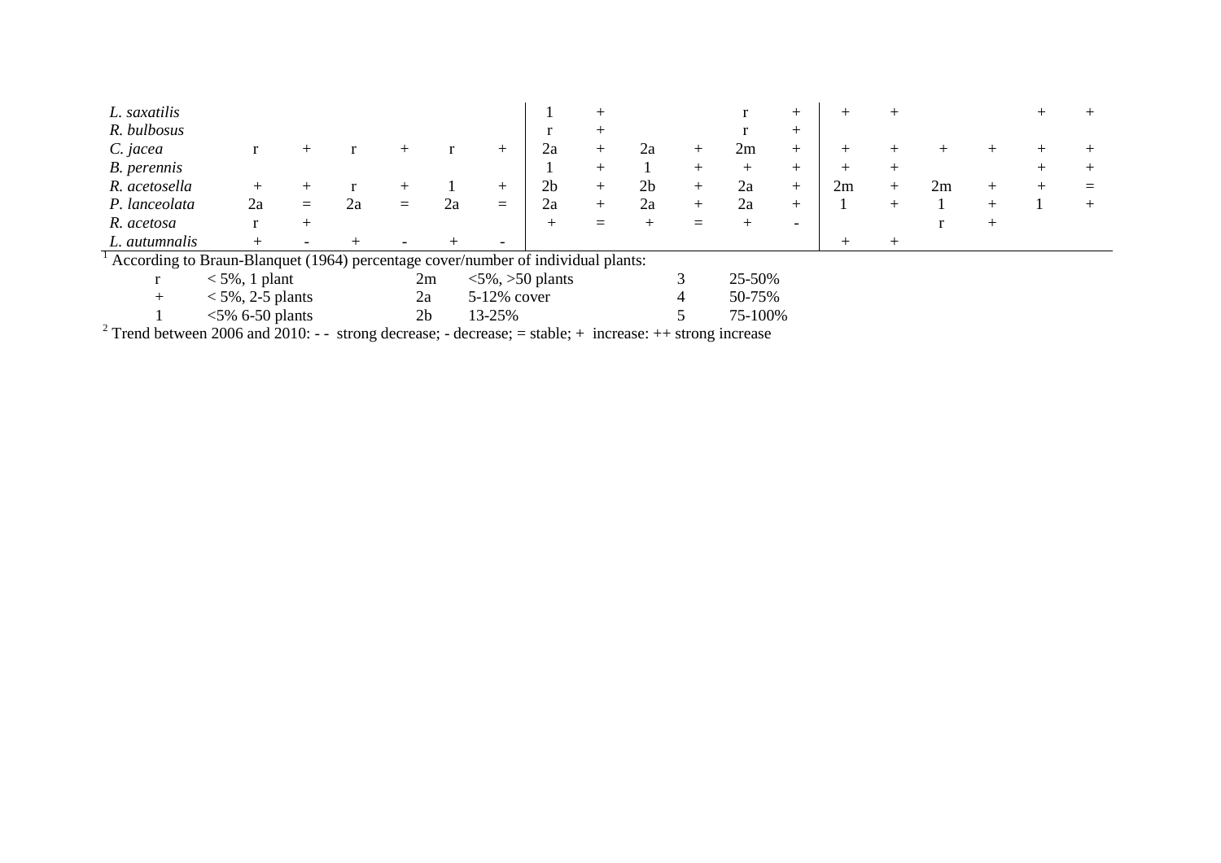| | | | | | | | | | | | | | | | | | | |
|---|---|---|---|---|---|---|---|---|---|---|---|---|---|---|---|---|---|---|
| *L. saxatilis* | | | | | | | 1 | + | | | r | + | + | + | | | + | + |
| *R. bulbosus* | | | | | | | r | + | | | r | + | | | | | | |
| *C. jacea* | r | + | r | + | r | + | 2a | + | 2a | + | 2m | + | + | + | + | + | + | + |
| *B. perennis* | | | | | | | 1 | + | 1 | + | + | + | + | + | | | + | + |
| *R. acetosella* | + | + | r | + | 1 | + | 2b | + | 2b | + | 2a | + | 2m | + | 2m | + | + | = |
| *P. lanceolata* | 2a | = | 2a | = | 2a | = | 2a | + | 2a | + | 2a | + | 1 | + | 1 | + | 1 | + |
| *R. acetosa* | r | + | | | | | + | = | + | = | + | - | | | r | + | | |
| *L. autumnalis* | + | - | + | - | + | - | | | | | | | + | + | | | | |

[1] According to Braun-Blanquet (1964) percentage cover/number of individual plants:

| | | | | | |
|---|---|---|---|---|---|
| r | < 5%, 1 plant | 2m | <5%, >50 plants | 3 | 25-50% |
| + | < 5%, 2-5 plants | 2a | 5-12% cover | 4 | 50-75% |
| 1 | <5% 6-50 plants | 2b | 13-25% | 5 | 75-100% |

[2] Trend between 2006 and 2010: - - strong decrease; - decrease; = stable; + increase: ++ strong increase